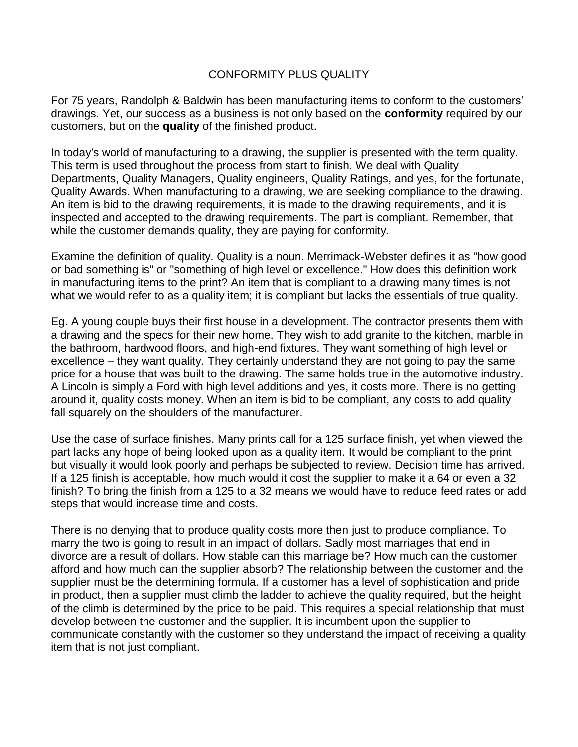# CONFORMITY PLUS QUALITY

For 75 years, Randolph & Baldwin has been manufacturing items to conform to the customers' drawings. Yet, our success as a business is not only based on the **conformity** required by our customers, but on the **quality** of the finished product.

In today's world of manufacturing to a drawing, the supplier is presented with the term quality. This term is used throughout the process from start to finish. We deal with Quality Departments, Quality Managers, Quality engineers, Quality Ratings, and yes, for the fortunate, Quality Awards. When manufacturing to a drawing, we are seeking compliance to the drawing. An item is bid to the drawing requirements, it is made to the drawing requirements, and it is inspected and accepted to the drawing requirements. The part is compliant. Remember, that while the customer demands quality, they are paying for conformity.

Examine the definition of quality. Quality is a noun. Merrimack-Webster defines it as "how good or bad something is" or "something of high level or excellence." How does this definition work in manufacturing items to the print? An item that is compliant to a drawing many times is not what we would refer to as a quality item; it is compliant but lacks the essentials of true quality.

Eg. A young couple buys their first house in a development. The contractor presents them with a drawing and the specs for their new home. They wish to add granite to the kitchen, marble in the bathroom, hardwood floors, and high-end fixtures. They want something of high level or excellence – they want quality. They certainly understand they are not going to pay the same price for a house that was built to the drawing. The same holds true in the automotive industry. A Lincoln is simply a Ford with high level additions and yes, it costs more. There is no getting around it, quality costs money. When an item is bid to be compliant, any costs to add quality fall squarely on the shoulders of the manufacturer.

Use the case of surface finishes. Many prints call for a 125 surface finish, yet when viewed the part lacks any hope of being looked upon as a quality item. It would be compliant to the print but visually it would look poorly and perhaps be subjected to review. Decision time has arrived. If a 125 finish is acceptable, how much would it cost the supplier to make it a 64 or even a 32 finish? To bring the finish from a 125 to a 32 means we would have to reduce feed rates or add steps that would increase time and costs.

There is no denying that to produce quality costs more then just to produce compliance. To marry the two is going to result in an impact of dollars. Sadly most marriages that end in divorce are a result of dollars. How stable can this marriage be? How much can the customer afford and how much can the supplier absorb? The relationship between the customer and the supplier must be the determining formula. If a customer has a level of sophistication and pride in product, then a supplier must climb the ladder to achieve the quality required, but the height of the climb is determined by the price to be paid. This requires a special relationship that must develop between the customer and the supplier. It is incumbent upon the supplier to communicate constantly with the customer so they understand the impact of receiving a quality item that is not just compliant.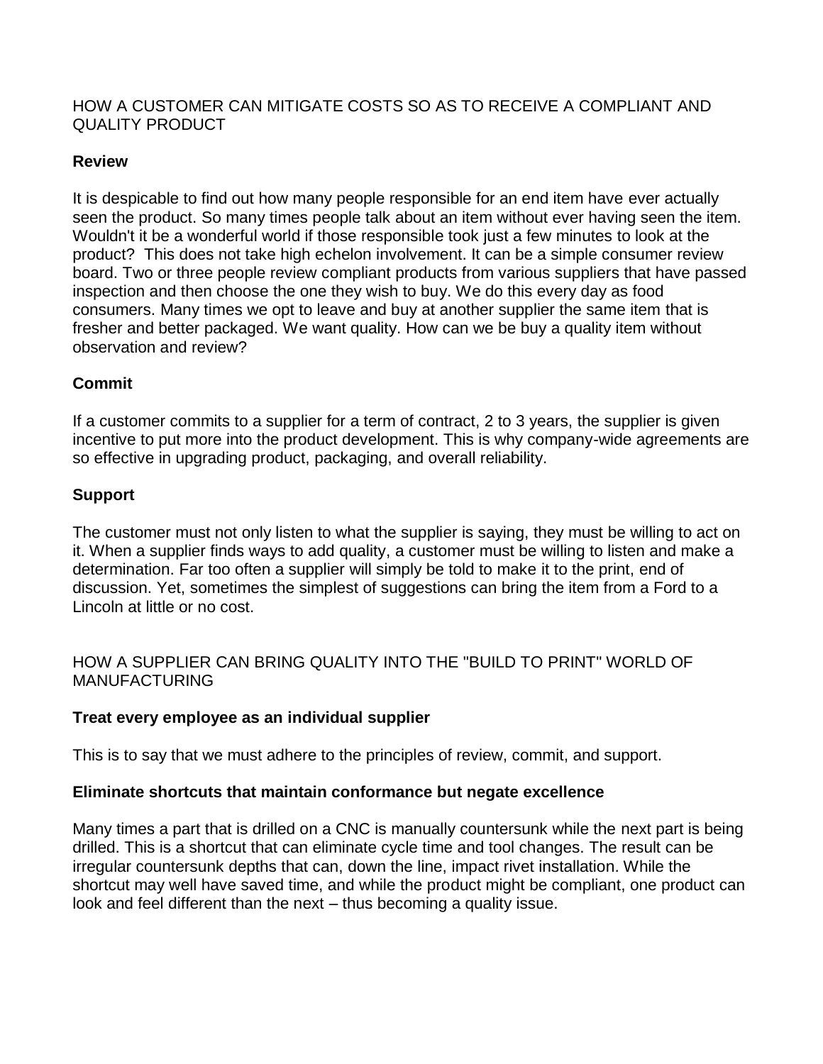HOW A CUSTOMER CAN MITIGATE COSTS SO AS TO RECEIVE A COMPLIANT AND QUALITY PRODUCT

**Review**

It is despicable to find out how many people responsible for an end item have ever actually seen the product. So many times people talk about an item without ever having seen the item. Wouldn't it be a wonderful world if those responsible took just a few minutes to look at the product? This does not take high echelon involvement. It can be a simple consumer review board. Two or three people review compliant products from various suppliers that have passed inspection and then choose the one they wish to buy. We do this every day as food consumers. Many times we opt to leave and buy at another supplier the same item that is fresher and better packaged. We want quality. How can we be buy a quality item without observation and review?

**Commit**

If a customer commits to a supplier for a term of contract, 2 to 3 years, the supplier is given incentive to put more into the product development. This is why company-wide agreements are so effective in upgrading product, packaging, and overall reliability.

**Support**

The customer must not only listen to what the supplier is saying, they must be willing to act on it. When a supplier finds ways to add quality, a customer must be willing to listen and make a determination. Far too often a supplier will simply be told to make it to the print, end of discussion. Yet, sometimes the simplest of suggestions can bring the item from a Ford to a Lincoln at little or no cost.

HOW A SUPPLIER CAN BRING QUALITY INTO THE "BUILD TO PRINT" WORLD OF MANUFACTURING

**Treat every employee as an individual supplier**

This is to say that we must adhere to the principles of review, commit, and support.

**Eliminate shortcuts that maintain conformance but negate excellence**

Many times a part that is drilled on a CNC is manually countersunk while the next part is being drilled. This is a shortcut that can eliminate cycle time and tool changes. The result can be irregular countersunk depths that can, down the line, impact rivet installation. While the shortcut may well have saved time, and while the product might be compliant, one product can look and feel different than the next – thus becoming a quality issue.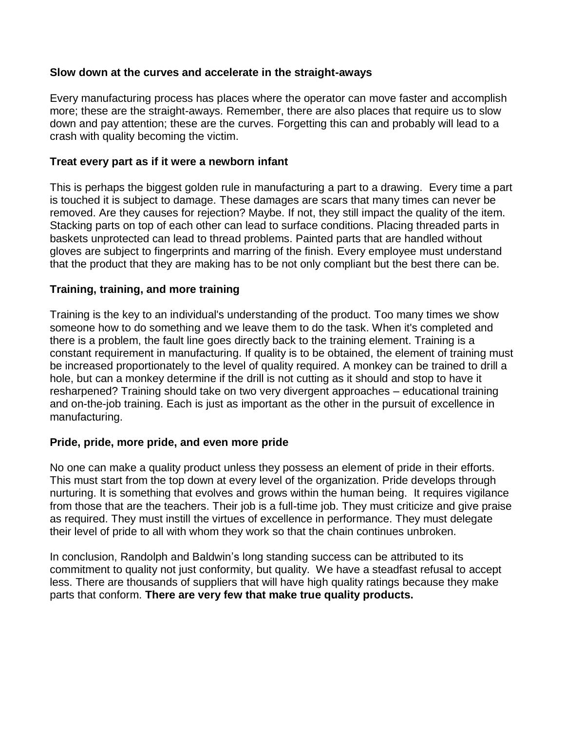**Slow down at the curves and accelerate in the straight-aways**

Every manufacturing process has places where the operator can move faster and accomplish more; these are the straight-aways. Remember, there are also places that require us to slow down and pay attention; these are the curves. Forgetting this can and probably will lead to a crash with quality becoming the victim.

**Treat every part as if it were a newborn infant**

This is perhaps the biggest golden rule in manufacturing a part to a drawing. Every time a part is touched it is subject to damage. These damages are scars that many times can never be removed. Are they causes for rejection? Maybe. If not, they still impact the quality of the item. Stacking parts on top of each other can lead to surface conditions. Placing threaded parts in baskets unprotected can lead to thread problems. Painted parts that are handled without gloves are subject to fingerprints and marring of the finish. Every employee must understand that the product that they are making has to be not only compliant but the best there can be.

**Training, training, and more training**

Training is the key to an individual's understanding of the product. Too many times we show someone how to do something and we leave them to do the task. When it's completed and there is a problem, the fault line goes directly back to the training element. Training is a constant requirement in manufacturing. If quality is to be obtained, the element of training must be increased proportionately to the level of quality required. A monkey can be trained to drill a hole, but can a monkey determine if the drill is not cutting as it should and stop to have it resharpened? Training should take on two very divergent approaches – educational training and on-the-job training. Each is just as important as the other in the pursuit of excellence in manufacturing.

**Pride, pride, more pride, and even more pride**

No one can make a quality product unless they possess an element of pride in their efforts. This must start from the top down at every level of the organization. Pride develops through nurturing. It is something that evolves and grows within the human being. It requires vigilance from those that are the teachers. Their job is a full-time job. They must criticize and give praise as required. They must instill the virtues of excellence in performance. They must delegate their level of pride to all with whom they work so that the chain continues unbroken.

In conclusion, Randolph and Baldwin's long standing success can be attributed to its commitment to quality not just conformity, but quality. We have a steadfast refusal to accept less. There are thousands of suppliers that will have high quality ratings because they make parts that conform. **There are very few that make true quality products.**